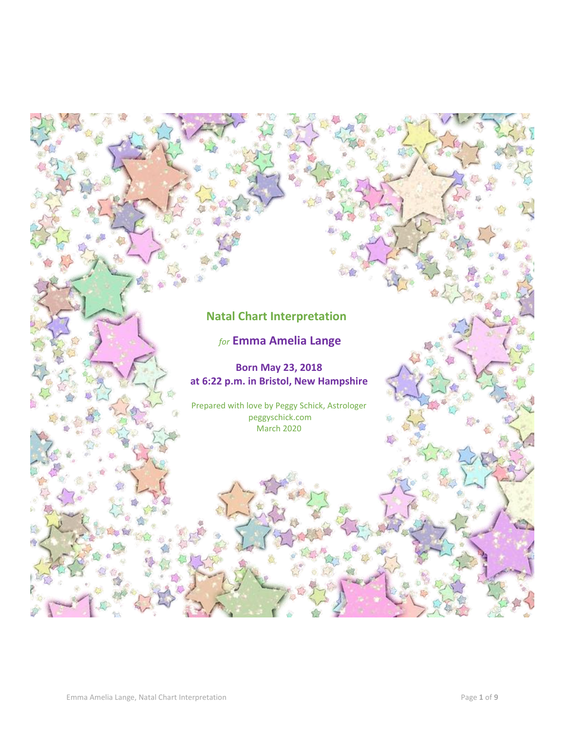# Natal Chart Interpretation

*for* **Emma Amelia Lange**

**Born May 23, 2018**
**at 6:22 p.m. in Bristol, New Hampshire**

Prepared with love by Peggy Schick, Astrologer
peggyschick.com
March 2020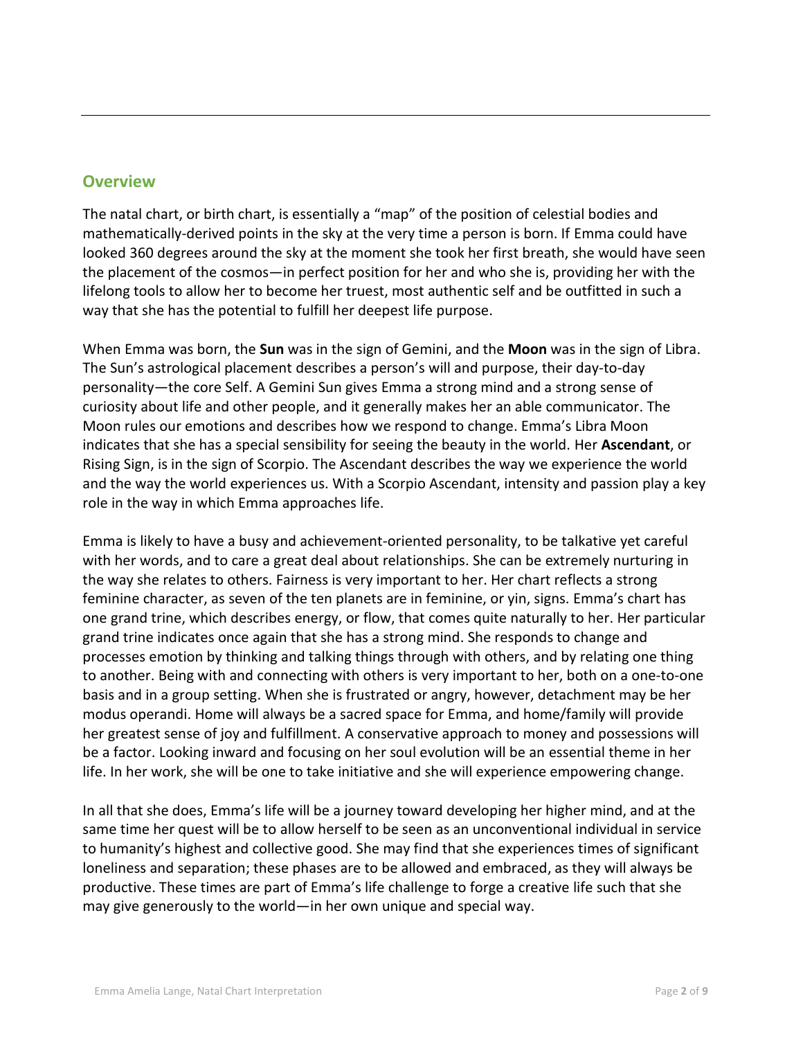## Overview

The natal chart, or birth chart, is essentially a "map" of the position of celestial bodies and mathematically-derived points in the sky at the very time a person is born. If Emma could have looked 360 degrees around the sky at the moment she took her first breath, she would have seen the placement of the cosmos—in perfect position for her and who she is, providing her with the lifelong tools to allow her to become her truest, most authentic self and be outfitted in such a way that she has the potential to fulfill her deepest life purpose.

When Emma was born, the **Sun** was in the sign of Gemini, and the **Moon** was in the sign of Libra. The Sun's astrological placement describes a person's will and purpose, their day-to-day personality—the core Self. A Gemini Sun gives Emma a strong mind and a strong sense of curiosity about life and other people, and it generally makes her an able communicator. The Moon rules our emotions and describes how we respond to change. Emma's Libra Moon indicates that she has a special sensibility for seeing the beauty in the world. Her **Ascendant**, or Rising Sign, is in the sign of Scorpio. The Ascendant describes the way we experience the world and the way the world experiences us. With a Scorpio Ascendant, intensity and passion play a key role in the way in which Emma approaches life.

Emma is likely to have a busy and achievement-oriented personality, to be talkative yet careful with her words, and to care a great deal about relationships. She can be extremely nurturing in the way she relates to others. Fairness is very important to her. Her chart reflects a strong feminine character, as seven of the ten planets are in feminine, or yin, signs. Emma's chart has one grand trine, which describes energy, or flow, that comes quite naturally to her. Her particular grand trine indicates once again that she has a strong mind. She responds to change and processes emotion by thinking and talking things through with others, and by relating one thing to another. Being with and connecting with others is very important to her, both on a one-to-one basis and in a group setting. When she is frustrated or angry, however, detachment may be her modus operandi. Home will always be a sacred space for Emma, and home/family will provide her greatest sense of joy and fulfillment. A conservative approach to money and possessions will be a factor. Looking inward and focusing on her soul evolution will be an essential theme in her life. In her work, she will be one to take initiative and she will experience empowering change.

In all that she does, Emma's life will be a journey toward developing her higher mind, and at the same time her quest will be to allow herself to be seen as an unconventional individual in service to humanity's highest and collective good. She may find that she experiences times of significant loneliness and separation; these phases are to be allowed and embraced, as they will always be productive. These times are part of Emma's life challenge to forge a creative life such that she may give generously to the world—in her own unique and special way.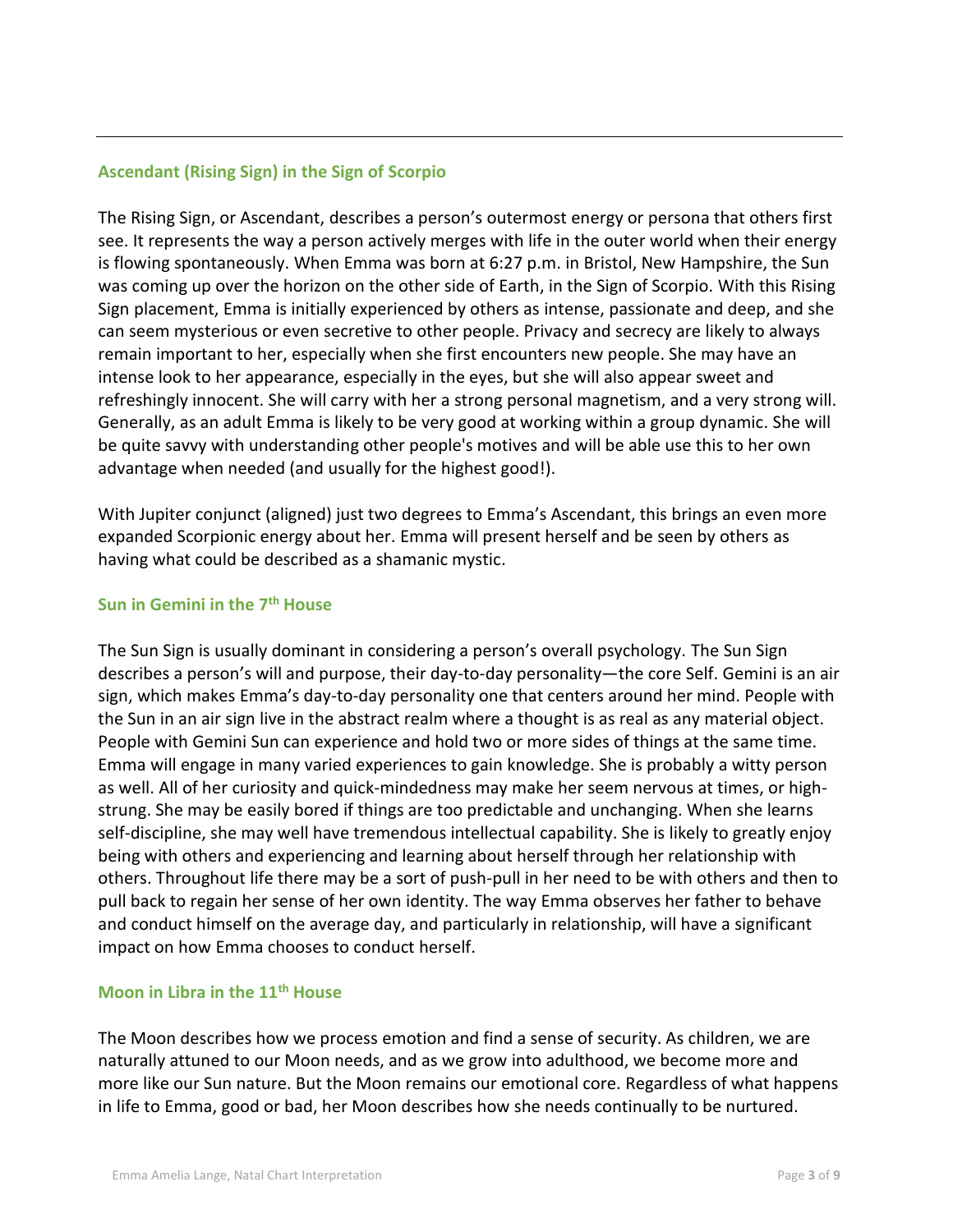### Ascendant (Rising Sign) in the Sign of Scorpio

The Rising Sign, or Ascendant, describes a person's outermost energy or persona that others first see. It represents the way a person actively merges with life in the outer world when their energy is flowing spontaneously. When Emma was born at 6:27 p.m. in Bristol, New Hampshire, the Sun was coming up over the horizon on the other side of Earth, in the Sign of Scorpio. With this Rising Sign placement, Emma is initially experienced by others as intense, passionate and deep, and she can seem mysterious or even secretive to other people. Privacy and secrecy are likely to always remain important to her, especially when she first encounters new people. She may have an intense look to her appearance, especially in the eyes, but she will also appear sweet and refreshingly innocent. She will carry with her a strong personal magnetism, and a very strong will. Generally, as an adult Emma is likely to be very good at working within a group dynamic. She will be quite savvy with understanding other people's motives and will be able use this to her own advantage when needed (and usually for the highest good!).

With Jupiter conjunct (aligned) just two degrees to Emma's Ascendant, this brings an even more expanded Scorpionic energy about her. Emma will present herself and be seen by others as having what could be described as a shamanic mystic.

### Sun in Gemini in the 7th House

The Sun Sign is usually dominant in considering a person's overall psychology. The Sun Sign describes a person's will and purpose, their day-to-day personality—the core Self. Gemini is an air sign, which makes Emma's day-to-day personality one that centers around her mind. People with the Sun in an air sign live in the abstract realm where a thought is as real as any material object. People with Gemini Sun can experience and hold two or more sides of things at the same time. Emma will engage in many varied experiences to gain knowledge. She is probably a witty person as well. All of her curiosity and quick-mindedness may make her seem nervous at times, or high-strung. She may be easily bored if things are too predictable and unchanging. When she learns self-discipline, she may well have tremendous intellectual capability. She is likely to greatly enjoy being with others and experiencing and learning about herself through her relationship with others. Throughout life there may be a sort of push-pull in her need to be with others and then to pull back to regain her sense of her own identity. The way Emma observes her father to behave and conduct himself on the average day, and particularly in relationship, will have a significant impact on how Emma chooses to conduct herself.

### Moon in Libra in the 11th House

The Moon describes how we process emotion and find a sense of security. As children, we are naturally attuned to our Moon needs, and as we grow into adulthood, we become more and more like our Sun nature. But the Moon remains our emotional core. Regardless of what happens in life to Emma, good or bad, her Moon describes how she needs continually to be nurtured.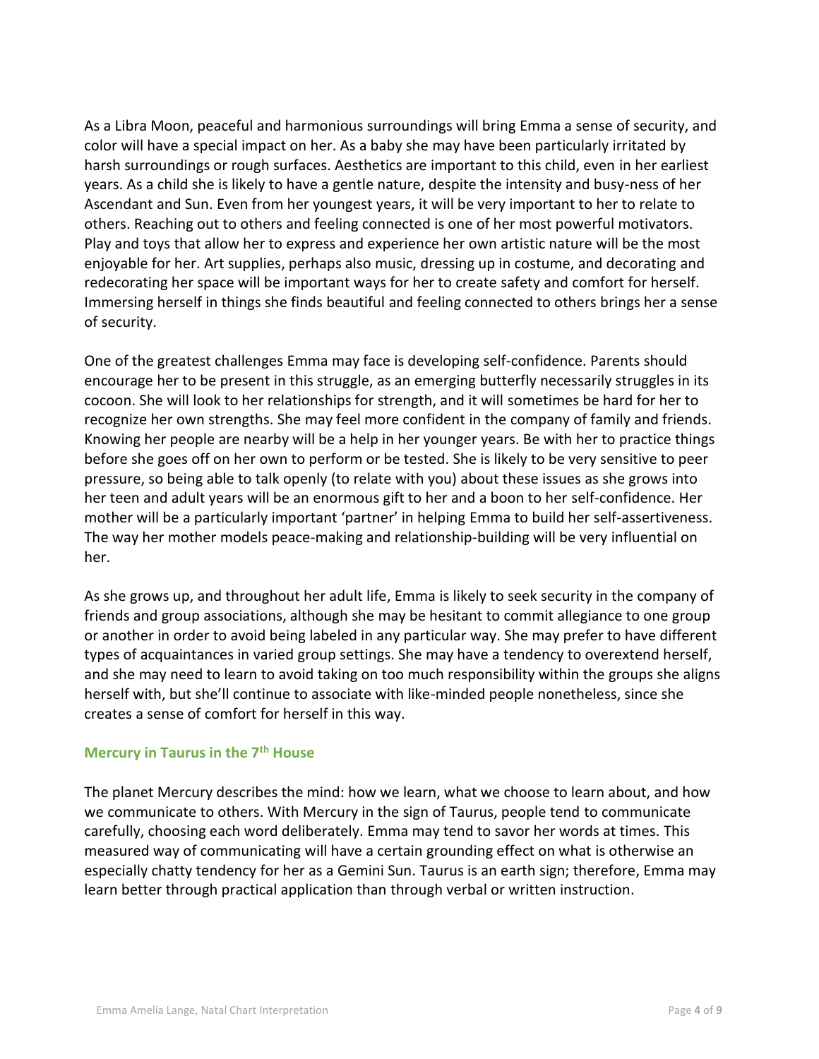As a Libra Moon, peaceful and harmonious surroundings will bring Emma a sense of security, and color will have a special impact on her. As a baby she may have been particularly irritated by harsh surroundings or rough surfaces. Aesthetics are important to this child, even in her earliest years. As a child she is likely to have a gentle nature, despite the intensity and busy-ness of her Ascendant and Sun. Even from her youngest years, it will be very important to her to relate to others. Reaching out to others and feeling connected is one of her most powerful motivators. Play and toys that allow her to express and experience her own artistic nature will be the most enjoyable for her. Art supplies, perhaps also music, dressing up in costume, and decorating and redecorating her space will be important ways for her to create safety and comfort for herself. Immersing herself in things she finds beautiful and feeling connected to others brings her a sense of security.

One of the greatest challenges Emma may face is developing self-confidence. Parents should encourage her to be present in this struggle, as an emerging butterfly necessarily struggles in its cocoon. She will look to her relationships for strength, and it will sometimes be hard for her to recognize her own strengths. She may feel more confident in the company of family and friends. Knowing her people are nearby will be a help in her younger years. Be with her to practice things before she goes off on her own to perform or be tested. She is likely to be very sensitive to peer pressure, so being able to talk openly (to relate with you) about these issues as she grows into her teen and adult years will be an enormous gift to her and a boon to her self-confidence. Her mother will be a particularly important 'partner' in helping Emma to build her self-assertiveness. The way her mother models peace-making and relationship-building will be very influential on her.

As she grows up, and throughout her adult life, Emma is likely to seek security in the company of friends and group associations, although she may be hesitant to commit allegiance to one group or another in order to avoid being labeled in any particular way. She may prefer to have different types of acquaintances in varied group settings. She may have a tendency to overextend herself, and she may need to learn to avoid taking on too much responsibility within the groups she aligns herself with, but she'll continue to associate with like-minded people nonetheless, since she creates a sense of comfort for herself in this way.

### Mercury in Taurus in the 7th House

The planet Mercury describes the mind: how we learn, what we choose to learn about, and how we communicate to others. With Mercury in the sign of Taurus, people tend to communicate carefully, choosing each word deliberately. Emma may tend to savor her words at times. This measured way of communicating will have a certain grounding effect on what is otherwise an especially chatty tendency for her as a Gemini Sun. Taurus is an earth sign; therefore, Emma may learn better through practical application than through verbal or written instruction.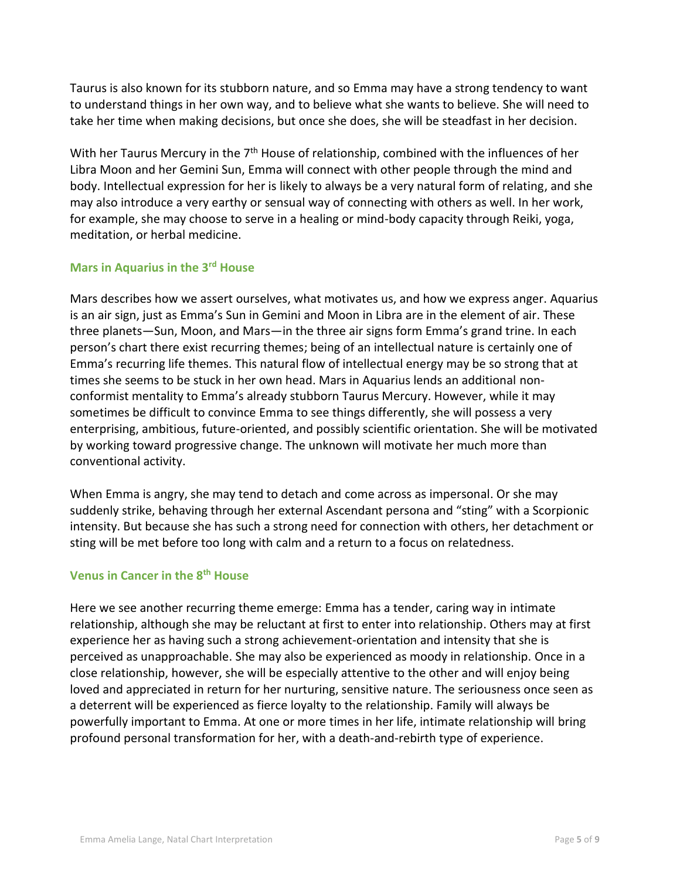Taurus is also known for its stubborn nature, and so Emma may have a strong tendency to want to understand things in her own way, and to believe what she wants to believe. She will need to take her time when making decisions, but once she does, she will be steadfast in her decision.

With her Taurus Mercury in the 7th House of relationship, combined with the influences of her Libra Moon and her Gemini Sun, Emma will connect with other people through the mind and body. Intellectual expression for her is likely to always be a very natural form of relating, and she may also introduce a very earthy or sensual way of connecting with others as well. In her work, for example, she may choose to serve in a healing or mind-body capacity through Reiki, yoga, meditation, or herbal medicine.

### Mars in Aquarius in the 3rd House

Mars describes how we assert ourselves, what motivates us, and how we express anger. Aquarius is an air sign, just as Emma's Sun in Gemini and Moon in Libra are in the element of air. These three planets—Sun, Moon, and Mars—in the three air signs form Emma's grand trine. In each person's chart there exist recurring themes; being of an intellectual nature is certainly one of Emma's recurring life themes. This natural flow of intellectual energy may be so strong that at times she seems to be stuck in her own head. Mars in Aquarius lends an additional non-conformist mentality to Emma's already stubborn Taurus Mercury. However, while it may sometimes be difficult to convince Emma to see things differently, she will possess a very enterprising, ambitious, future-oriented, and possibly scientific orientation. She will be motivated by working toward progressive change. The unknown will motivate her much more than conventional activity.

When Emma is angry, she may tend to detach and come across as impersonal. Or she may suddenly strike, behaving through her external Ascendant persona and "sting" with a Scorpionic intensity. But because she has such a strong need for connection with others, her detachment or sting will be met before too long with calm and a return to a focus on relatedness.

### Venus in Cancer in the 8th House

Here we see another recurring theme emerge: Emma has a tender, caring way in intimate relationship, although she may be reluctant at first to enter into relationship. Others may at first experience her as having such a strong achievement-orientation and intensity that she is perceived as unapproachable. She may also be experienced as moody in relationship. Once in a close relationship, however, she will be especially attentive to the other and will enjoy being loved and appreciated in return for her nurturing, sensitive nature. The seriousness once seen as a deterrent will be experienced as fierce loyalty to the relationship. Family will always be powerfully important to Emma. At one or more times in her life, intimate relationship will bring profound personal transformation for her, with a death-and-rebirth type of experience.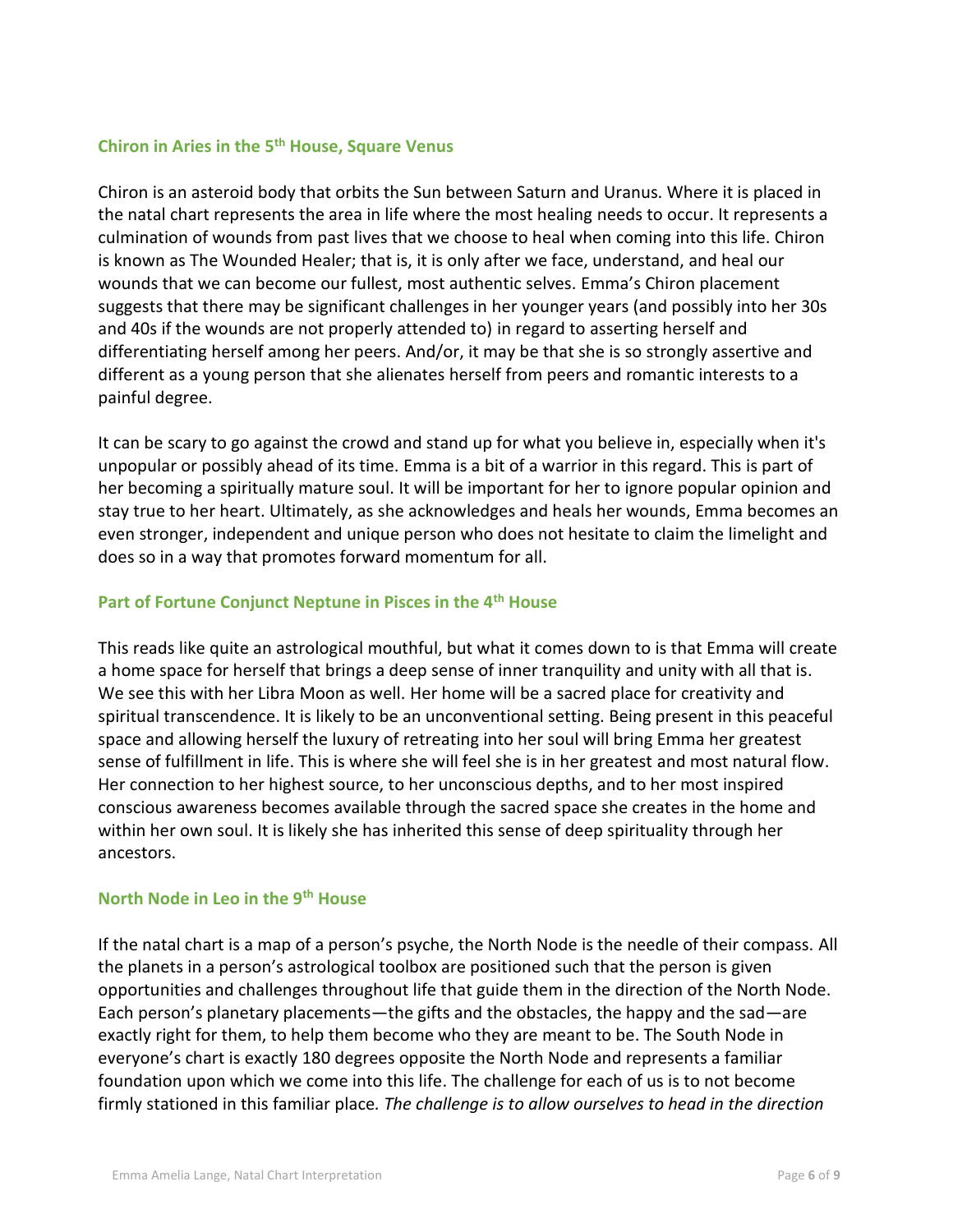### Chiron in Aries in the 5th House, Square Venus

Chiron is an asteroid body that orbits the Sun between Saturn and Uranus. Where it is placed in the natal chart represents the area in life where the most healing needs to occur. It represents a culmination of wounds from past lives that we choose to heal when coming into this life. Chiron is known as The Wounded Healer; that is, it is only after we face, understand, and heal our wounds that we can become our fullest, most authentic selves. Emma's Chiron placement suggests that there may be significant challenges in her younger years (and possibly into her 30s and 40s if the wounds are not properly attended to) in regard to asserting herself and differentiating herself among her peers. And/or, it may be that she is so strongly assertive and different as a young person that she alienates herself from peers and romantic interests to a painful degree.

It can be scary to go against the crowd and stand up for what you believe in, especially when it's unpopular or possibly ahead of its time. Emma is a bit of a warrior in this regard. This is part of her becoming a spiritually mature soul. It will be important for her to ignore popular opinion and stay true to her heart. Ultimately, as she acknowledges and heals her wounds, Emma becomes an even stronger, independent and unique person who does not hesitate to claim the limelight and does so in a way that promotes forward momentum for all.

### Part of Fortune Conjunct Neptune in Pisces in the 4th House

This reads like quite an astrological mouthful, but what it comes down to is that Emma will create a home space for herself that brings a deep sense of inner tranquility and unity with all that is. We see this with her Libra Moon as well. Her home will be a sacred place for creativity and spiritual transcendence. It is likely to be an unconventional setting. Being present in this peaceful space and allowing herself the luxury of retreating into her soul will bring Emma her greatest sense of fulfillment in life. This is where she will feel she is in her greatest and most natural flow. Her connection to her highest source, to her unconscious depths, and to her most inspired conscious awareness becomes available through the sacred space she creates in the home and within her own soul. It is likely she has inherited this sense of deep spirituality through her ancestors.

### North Node in Leo in the 9th House

If the natal chart is a map of a person's psyche, the North Node is the needle of their compass. All the planets in a person's astrological toolbox are positioned such that the person is given opportunities and challenges throughout life that guide them in the direction of the North Node. Each person's planetary placements—the gifts and the obstacles, the happy and the sad—are exactly right for them, to help them become who they are meant to be. The South Node in everyone's chart is exactly 180 degrees opposite the North Node and represents a familiar foundation upon which we come into this life. The challenge for each of us is to not become firmly stationed in this familiar place*. The challenge is to allow ourselves to head in the direction*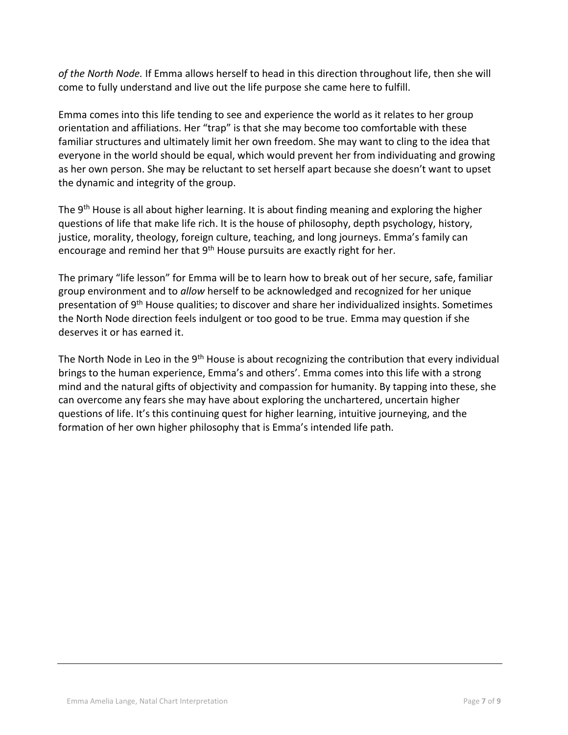*of the North Node.* If Emma allows herself to head in this direction throughout life, then she will come to fully understand and live out the life purpose she came here to fulfill.

Emma comes into this life tending to see and experience the world as it relates to her group orientation and affiliations. Her "trap" is that she may become too comfortable with these familiar structures and ultimately limit her own freedom. She may want to cling to the idea that everyone in the world should be equal, which would prevent her from individuating and growing as her own person. She may be reluctant to set herself apart because she doesn't want to upset the dynamic and integrity of the group.

The 9th House is all about higher learning. It is about finding meaning and exploring the higher questions of life that make life rich. It is the house of philosophy, depth psychology, history, justice, morality, theology, foreign culture, teaching, and long journeys. Emma's family can encourage and remind her that 9th House pursuits are exactly right for her.

The primary "life lesson" for Emma will be to learn how to break out of her secure, safe, familiar group environment and to *allow* herself to be acknowledged and recognized for her unique presentation of 9th House qualities; to discover and share her individualized insights. Sometimes the North Node direction feels indulgent or too good to be true. Emma may question if she deserves it or has earned it.

The North Node in Leo in the 9th House is about recognizing the contribution that every individual brings to the human experience, Emma's and others'. Emma comes into this life with a strong mind and the natural gifts of objectivity and compassion for humanity. By tapping into these, she can overcome any fears she may have about exploring the unchartered, uncertain higher questions of life. It's this continuing quest for higher learning, intuitive journeying, and the formation of her own higher philosophy that is Emma's intended life path.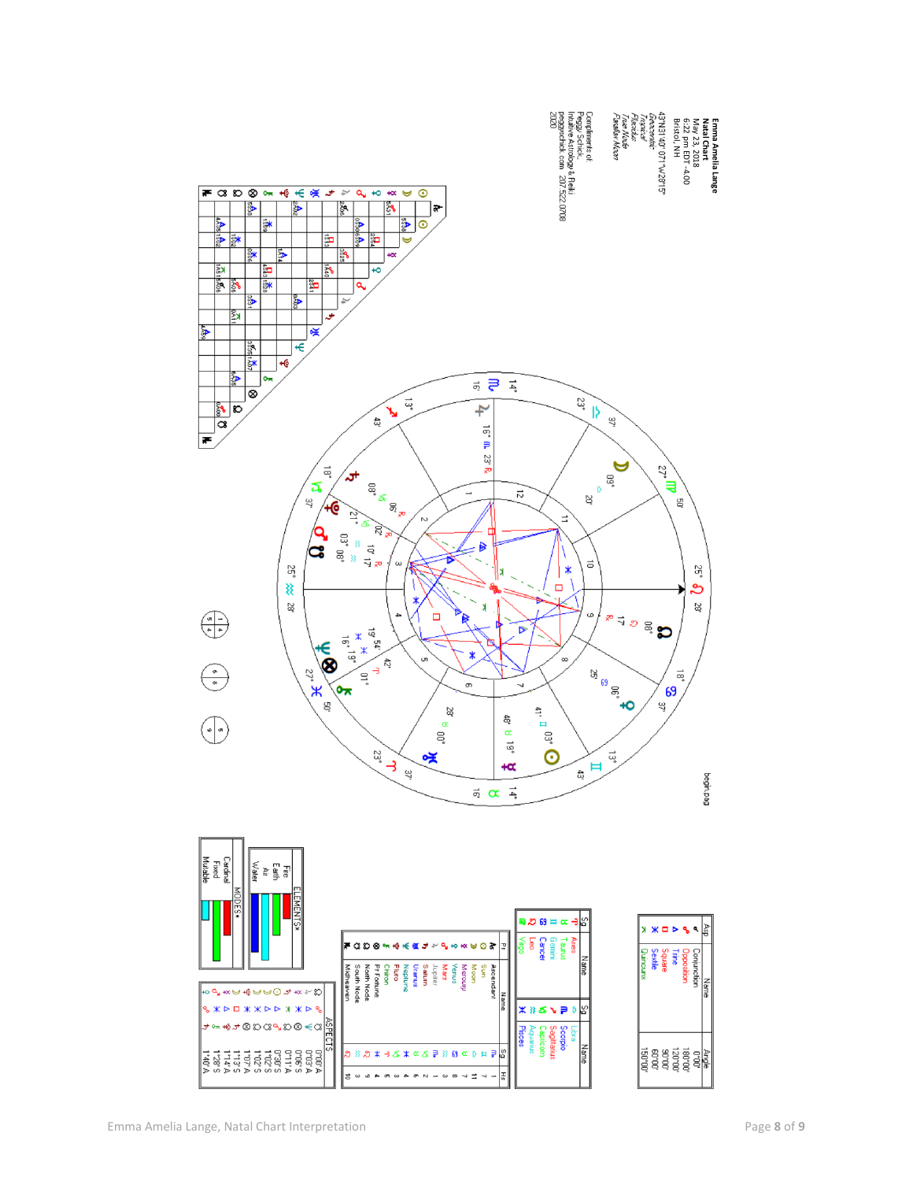**Emma Amelia Lange**
**Natal Chart**
May 23, 2018
6:22 pm EDT -4:00
Bristol, NH
43°N31'40" 071°W28'15"
*Geocentric*
*Tropical*
*Placidus*
*True Node*
*Parallax Moon*

Compliments of
Peggy Schick,
Intuitive Astrology & Reiki
peggyschick.com 207.522.0708
2020

begin.bpg

| Asp | Name | Angle |
|---|---|---|
| ☌ | Conjunction | 0°00' |
| ☍ | Opposition | 180°00' |
| △ | Trine | 120°00' |
| □ | Square | 90°00' |
| ⚹ | Sextile | 60°00' |
| ⚻ | Quincunx | 150°00' |

| Sg | Name | Sg | Name |
|---|---|---|---|
| ♈ | Aries | ♎ | Libra |
| ♉ | Taurus | ♏ | Scorpio |
| ♊ | Gemini | ♐ | Sagittarius |
| ♋ | Cancer | ♑ | Capricorn |
| ♌ | Leo | ♒ | Aquarius |
| ♍ | Virgo | ♓ | Pisces |

| Pl | Name | Sg | Hs |
|---|---|---|---|
| Asc | Ascendant | ♏ | 1 |
| ☉ | Sun | ♊ | 7 |
| ☽ | Moon | ♎ | 11 |
| ☿ | Mercury | ♉ | 7 |
| ♀ | Venus | ♋ | 8 |
| ♂ | Mars | ♒ | 3 |
| ♃ | Jupiter | ♏ | 1 |
| ♄ | Saturn | ♑ | 2 |
| ♅ | Uranus | ♉ | 6 |
| ♆ | Neptune | ♓ | 4 |
| ⚷ | Chiron | ♈ | 5 |
| ♇ | Pluto | ♑ | 3 |
| ⊗ | Pt Fortune | ♓ | 4 |
| ☊ | North Node | ♌ | 9 |
| ☋ | South Node | ♒ | 3 |
| MC | Midheaven | ♌ | 10 |

**ASPECTS**

| | | | |
|---|---|---|---|
| ☊ | ☌ | MC | 0°00' A |
| ☋ | △ | ♃ | 0°03' A |
| ♃ | △ | ♆ | 0°06' S |
| ♅ | △ | ♄ | 0°11' A |
| ☉ | △ | ♂ | 0°30' S |
| ☽ | △ | ☉ | 1°02' S |
| ☽ | ⚹ | ⊗ | 1°02' S |
| ♃ | □ | ♇ | 1°07' A |
| ♀ | ☌ | ⊗ | 1°13' S |
| ♃ | △ | ♆ | 1°14' A |
| ☿ | △ | ♄ | 1°28' S |
| ♀ | ☍ | ♄ | 1°40' A |

**ELEMENTS**

- Fire
- Earth
- Air
- Water

**MODES**

- Cardinal
- Fixed
- Mutable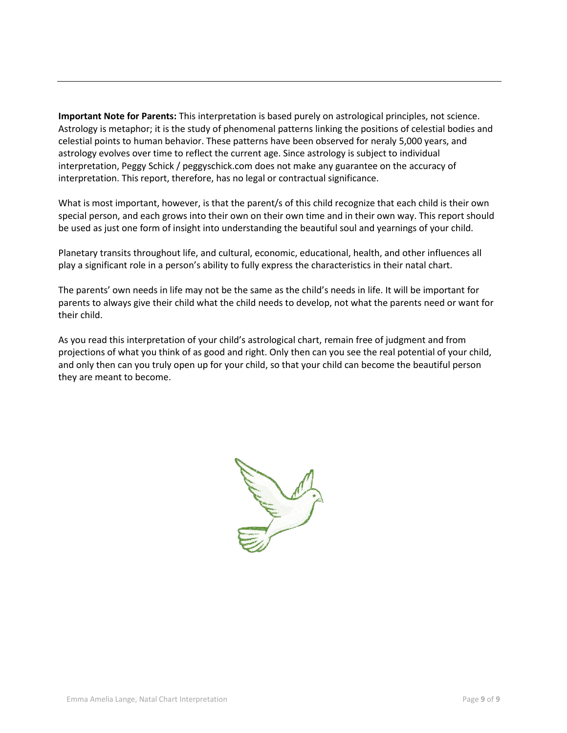**Important Note for Parents:** This interpretation is based purely on astrological principles, not science. Astrology is metaphor; it is the study of phenomenal patterns linking the positions of celestial bodies and celestial points to human behavior. These patterns have been observed for neraly 5,000 years, and astrology evolves over time to reflect the current age. Since astrology is subject to individual interpretation, Peggy Schick / peggyschick.com does not make any guarantee on the accuracy of interpretation. This report, therefore, has no legal or contractual significance.

What is most important, however, is that the parent/s of this child recognize that each child is their own special person, and each grows into their own on their own time and in their own way. This report should be used as just one form of insight into understanding the beautiful soul and yearnings of your child.

Planetary transits throughout life, and cultural, economic, educational, health, and other influences all play a significant role in a person's ability to fully express the characteristics in their natal chart.

The parents' own needs in life may not be the same as the child's needs in life. It will be important for parents to always give their child what the child needs to develop, not what the parents need or want for their child.

As you read this interpretation of your child's astrological chart, remain free of judgment and from projections of what you think of as good and right. Only then can you see the real potential of your child, and only then can you truly open up for your child, so that your child can become the beautiful person they are meant to become.